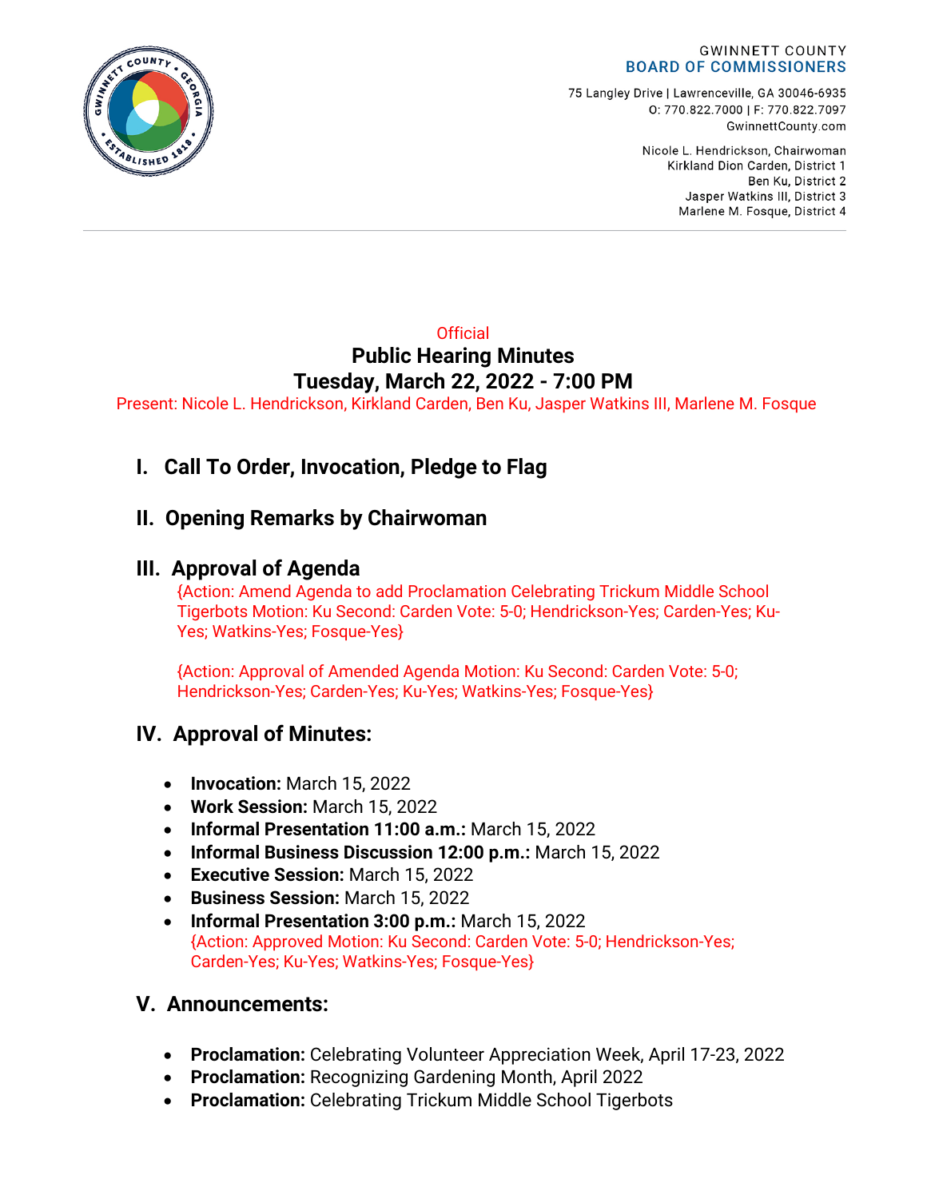GWINNETT COUNTY
BOARD OF COMMISSIONERS

75 Langley Drive | Lawrenceville, GA 30046-6935
O: 770.822.7000 | F: 770.822.7097
GwinnettCounty.com

Nicole L. Hendrickson, Chairwoman
Kirkland Dion Carden, District 1
Ben Ku, District 2
Jasper Watkins III, District 3
Marlene M. Fosque, District 4

Official

# Public Hearing Minutes
# Tuesday, March 22, 2022 - 7:00 PM

Present: Nicole L. Hendrickson, Kirkland Carden, Ben Ku, Jasper Watkins III, Marlene M. Fosque

## I. Call To Order, Invocation, Pledge to Flag

## II. Opening Remarks by Chairwoman

## III. Approval of Agenda

{Action: Amend Agenda to add Proclamation Celebrating Trickum Middle School Tigerbots Motion: Ku Second: Carden Vote: 5-0; Hendrickson-Yes; Carden-Yes; Ku-Yes; Watkins-Yes; Fosque-Yes}

{Action: Approval of Amended Agenda Motion: Ku Second: Carden Vote: 5-0; Hendrickson-Yes; Carden-Yes; Ku-Yes; Watkins-Yes; Fosque-Yes}

## IV. Approval of Minutes:

- **Invocation:** March 15, 2022
- **Work Session:** March 15, 2022
- **Informal Presentation 11:00 a.m.:** March 15, 2022
- **Informal Business Discussion 12:00 p.m.:** March 15, 2022
- **Executive Session:** March 15, 2022
- **Business Session:** March 15, 2022
- **Informal Presentation 3:00 p.m.:** March 15, 2022
  {Action: Approved Motion: Ku Second: Carden Vote: 5-0; Hendrickson-Yes; Carden-Yes; Ku-Yes; Watkins-Yes; Fosque-Yes}

## V. Announcements:

- **Proclamation:** Celebrating Volunteer Appreciation Week, April 17-23, 2022
- **Proclamation:** Recognizing Gardening Month, April 2022
- **Proclamation:** Celebrating Trickum Middle School Tigerbots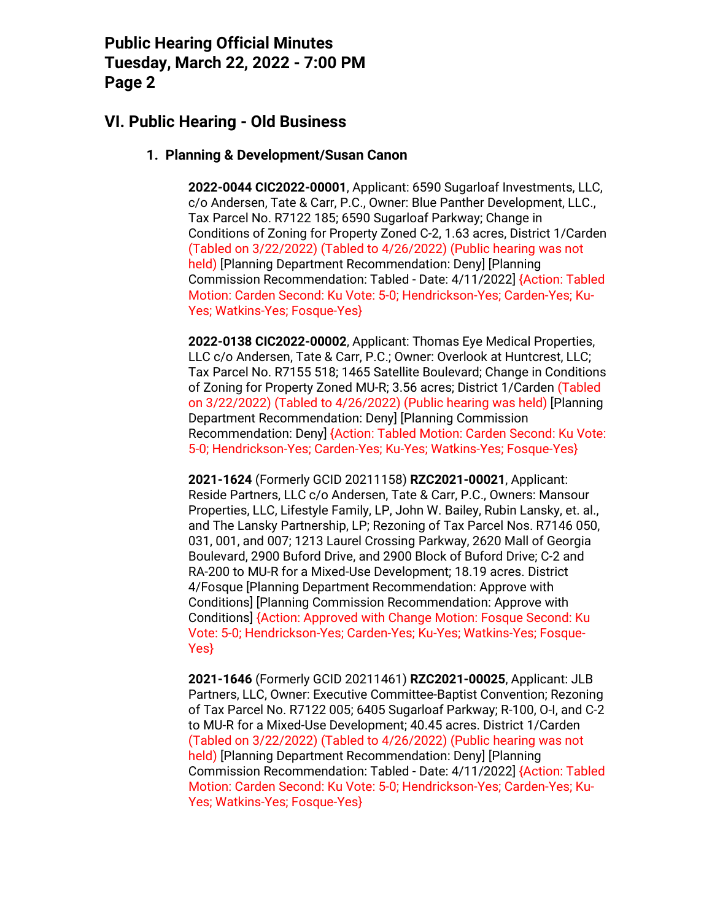## VI. Public Hearing - Old Business

### 1. Planning & Development/Susan Canon

**2022-0044 CIC2022-00001**, Applicant: 6590 Sugarloaf Investments, LLC, c/o Andersen, Tate & Carr, P.C., Owner: Blue Panther Development, LLC., Tax Parcel No. R7122 185; 6590 Sugarloaf Parkway; Change in Conditions of Zoning for Property Zoned C-2, 1.63 acres, District 1/Carden (Tabled on 3/22/2022) (Tabled to 4/26/2022) (Public hearing was not held) [Planning Department Recommendation: Deny] [Planning Commission Recommendation: Tabled - Date: 4/11/2022] {Action: Tabled Motion: Carden Second: Ku Vote: 5-0; Hendrickson-Yes; Carden-Yes; Ku-Yes; Watkins-Yes; Fosque-Yes}

**2022-0138 CIC2022-00002**, Applicant: Thomas Eye Medical Properties, LLC c/o Andersen, Tate & Carr, P.C.; Owner: Overlook at Huntcrest, LLC; Tax Parcel No. R7155 518; 1465 Satellite Boulevard; Change in Conditions of Zoning for Property Zoned MU-R; 3.56 acres; District 1/Carden (Tabled on 3/22/2022) (Tabled to 4/26/2022) (Public hearing was held) [Planning Department Recommendation: Deny] [Planning Commission Recommendation: Deny] {Action: Tabled Motion: Carden Second: Ku Vote: 5-0; Hendrickson-Yes; Carden-Yes; Ku-Yes; Watkins-Yes; Fosque-Yes}

**2021-1624** (Formerly GCID 20211158) **RZC2021-00021**, Applicant: Reside Partners, LLC c/o Andersen, Tate & Carr, P.C., Owners: Mansour Properties, LLC, Lifestyle Family, LP, John W. Bailey, Rubin Lansky, et. al., and The Lansky Partnership, LP; Rezoning of Tax Parcel Nos. R7146 050, 031, 001, and 007; 1213 Laurel Crossing Parkway, 2620 Mall of Georgia Boulevard, 2900 Buford Drive, and 2900 Block of Buford Drive; C-2 and RA-200 to MU-R for a Mixed-Use Development; 18.19 acres. District 4/Fosque [Planning Department Recommendation: Approve with Conditions] [Planning Commission Recommendation: Approve with Conditions] {Action: Approved with Change Motion: Fosque Second: Ku Vote: 5-0; Hendrickson-Yes; Carden-Yes; Ku-Yes; Watkins-Yes; Fosque-Yes}

**2021-1646** (Formerly GCID 20211461) **RZC2021-00025**, Applicant: JLB Partners, LLC, Owner: Executive Committee-Baptist Convention; Rezoning of Tax Parcel No. R7122 005; 6405 Sugarloaf Parkway; R-100, O-I, and C-2 to MU-R for a Mixed-Use Development; 40.45 acres. District 1/Carden (Tabled on 3/22/2022) (Tabled to 4/26/2022) (Public hearing was not held) [Planning Department Recommendation: Deny] [Planning Commission Recommendation: Tabled - Date: 4/11/2022] {Action: Tabled Motion: Carden Second: Ku Vote: 5-0; Hendrickson-Yes; Carden-Yes; Ku-Yes; Watkins-Yes; Fosque-Yes}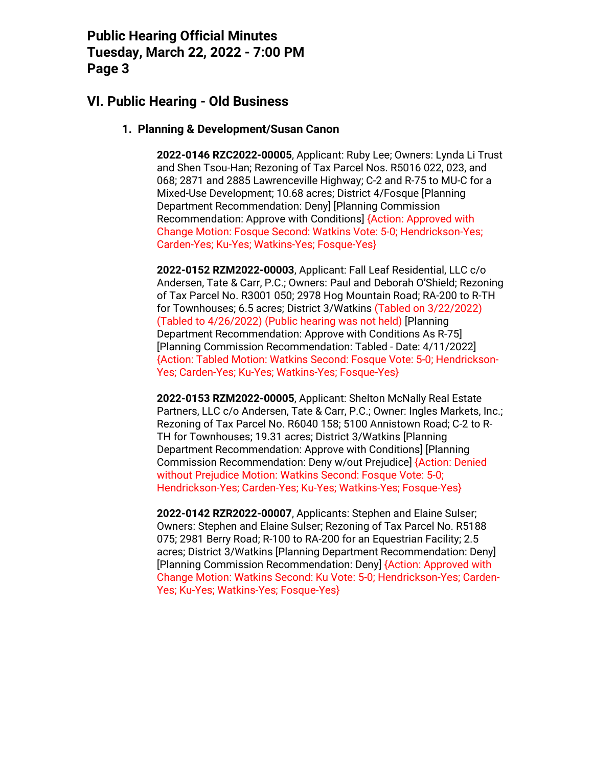## VI. Public Hearing - Old Business

### 1. Planning & Development/Susan Canon

**2022-0146 RZC2022-00005**, Applicant: Ruby Lee; Owners: Lynda Li Trust and Shen Tsou-Han; Rezoning of Tax Parcel Nos. R5016 022, 023, and 068; 2871 and 2885 Lawrenceville Highway; C-2 and R-75 to MU-C for a Mixed-Use Development; 10.68 acres; District 4/Fosque [Planning Department Recommendation: Deny] [Planning Commission Recommendation: Approve with Conditions] {Action: Approved with Change Motion: Fosque Second: Watkins Vote: 5-0; Hendrickson-Yes; Carden-Yes; Ku-Yes; Watkins-Yes; Fosque-Yes}

**2022-0152 RZM2022-00003**, Applicant: Fall Leaf Residential, LLC c/o Andersen, Tate & Carr, P.C.; Owners: Paul and Deborah O'Shield; Rezoning of Tax Parcel No. R3001 050; 2978 Hog Mountain Road; RA-200 to R-TH for Townhouses; 6.5 acres; District 3/Watkins (Tabled on 3/22/2022) (Tabled to 4/26/2022) (Public hearing was not held) [Planning Department Recommendation: Approve with Conditions As R-75] [Planning Commission Recommendation: Tabled - Date: 4/11/2022] {Action: Tabled Motion: Watkins Second: Fosque Vote: 5-0; Hendrickson-Yes; Carden-Yes; Ku-Yes; Watkins-Yes; Fosque-Yes}

**2022-0153 RZM2022-00005**, Applicant: Shelton McNally Real Estate Partners, LLC c/o Andersen, Tate & Carr, P.C.; Owner: Ingles Markets, Inc.; Rezoning of Tax Parcel No. R6040 158; 5100 Annistown Road; C-2 to R-TH for Townhouses; 19.31 acres; District 3/Watkins [Planning Department Recommendation: Approve with Conditions] [Planning Commission Recommendation: Deny w/out Prejudice] {Action: Denied without Prejudice Motion: Watkins Second: Fosque Vote: 5-0; Hendrickson-Yes; Carden-Yes; Ku-Yes; Watkins-Yes; Fosque-Yes}

**2022-0142 RZR2022-00007**, Applicants: Stephen and Elaine Sulser; Owners: Stephen and Elaine Sulser; Rezoning of Tax Parcel No. R5188 075; 2981 Berry Road; R-100 to RA-200 for an Equestrian Facility; 2.5 acres; District 3/Watkins [Planning Department Recommendation: Deny] [Planning Commission Recommendation: Deny] {Action: Approved with Change Motion: Watkins Second: Ku Vote: 5-0; Hendrickson-Yes; Carden-Yes; Ku-Yes; Watkins-Yes; Fosque-Yes}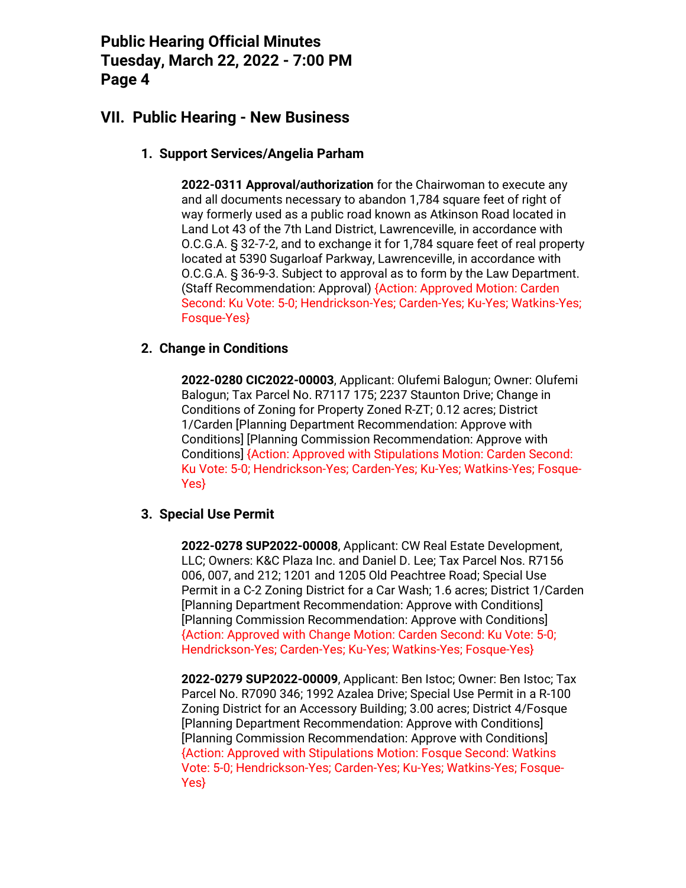## VII. Public Hearing - New Business

### 1. Support Services/Angelia Parham

**2022-0311 Approval/authorization** for the Chairwoman to execute any and all documents necessary to abandon 1,784 square feet of right of way formerly used as a public road known as Atkinson Road located in Land Lot 43 of the 7th Land District, Lawrenceville, in accordance with O.C.G.A. § 32-7-2, and to exchange it for 1,784 square feet of real property located at 5390 Sugarloaf Parkway, Lawrenceville, in accordance with O.C.G.A. § 36-9-3. Subject to approval as to form by the Law Department. (Staff Recommendation: Approval) {Action: Approved Motion: Carden Second: Ku Vote: 5-0; Hendrickson-Yes; Carden-Yes; Ku-Yes; Watkins-Yes; Fosque-Yes}

### 2. Change in Conditions

**2022-0280 CIC2022-00003**, Applicant: Olufemi Balogun; Owner: Olufemi Balogun; Tax Parcel No. R7117 175; 2237 Staunton Drive; Change in Conditions of Zoning for Property Zoned R-ZT; 0.12 acres; District 1/Carden [Planning Department Recommendation: Approve with Conditions] [Planning Commission Recommendation: Approve with Conditions] {Action: Approved with Stipulations Motion: Carden Second: Ku Vote: 5-0; Hendrickson-Yes; Carden-Yes; Ku-Yes; Watkins-Yes; Fosque-Yes}

### 3. Special Use Permit

**2022-0278 SUP2022-00008**, Applicant: CW Real Estate Development, LLC; Owners: K&C Plaza Inc. and Daniel D. Lee; Tax Parcel Nos. R7156 006, 007, and 212; 1201 and 1205 Old Peachtree Road; Special Use Permit in a C-2 Zoning District for a Car Wash; 1.6 acres; District 1/Carden [Planning Department Recommendation: Approve with Conditions] [Planning Commission Recommendation: Approve with Conditions] {Action: Approved with Change Motion: Carden Second: Ku Vote: 5-0; Hendrickson-Yes; Carden-Yes; Ku-Yes; Watkins-Yes; Fosque-Yes}

**2022-0279 SUP2022-00009**, Applicant: Ben Istoc; Owner: Ben Istoc; Tax Parcel No. R7090 346; 1992 Azalea Drive; Special Use Permit in a R-100 Zoning District for an Accessory Building; 3.00 acres; District 4/Fosque [Planning Department Recommendation: Approve with Conditions] [Planning Commission Recommendation: Approve with Conditions] {Action: Approved with Stipulations Motion: Fosque Second: Watkins Vote: 5-0; Hendrickson-Yes; Carden-Yes; Ku-Yes; Watkins-Yes; Fosque-Yes}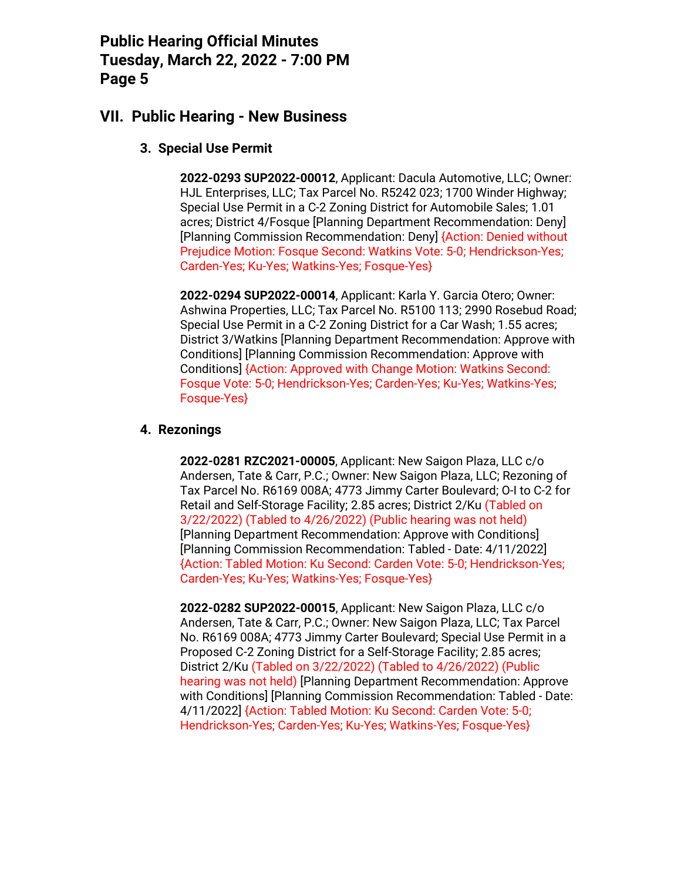## VII. Public Hearing - New Business

### 3. Special Use Permit

**2022-0293 SUP2022-00012**, Applicant: Dacula Automotive, LLC; Owner: HJL Enterprises, LLC; Tax Parcel No. R5242 023; 1700 Winder Highway; Special Use Permit in a C-2 Zoning District for Automobile Sales; 1.01 acres; District 4/Fosque [Planning Department Recommendation: Deny] [Planning Commission Recommendation: Deny] {Action: Denied without Prejudice Motion: Fosque Second: Watkins Vote: 5-0; Hendrickson-Yes; Carden-Yes; Ku-Yes; Watkins-Yes; Fosque-Yes}

**2022-0294 SUP2022-00014**, Applicant: Karla Y. Garcia Otero; Owner: Ashwina Properties, LLC; Tax Parcel No. R5100 113; 2990 Rosebud Road; Special Use Permit in a C-2 Zoning District for a Car Wash; 1.55 acres; District 3/Watkins [Planning Department Recommendation: Approve with Conditions] [Planning Commission Recommendation: Approve with Conditions] {Action: Approved with Change Motion: Watkins Second: Fosque Vote: 5-0; Hendrickson-Yes; Carden-Yes; Ku-Yes; Watkins-Yes; Fosque-Yes}

### 4. Rezonings

**2022-0281 RZC2021-00005**, Applicant: New Saigon Plaza, LLC c/o Andersen, Tate & Carr, P.C.; Owner: New Saigon Plaza, LLC; Rezoning of Tax Parcel No. R6169 008A; 4773 Jimmy Carter Boulevard; O-I to C-2 for Retail and Self-Storage Facility; 2.85 acres; District 2/Ku (Tabled on 3/22/2022) (Tabled to 4/26/2022) (Public hearing was not held) [Planning Department Recommendation: Approve with Conditions] [Planning Commission Recommendation: Tabled - Date: 4/11/2022] {Action: Tabled Motion: Ku Second: Carden Vote: 5-0; Hendrickson-Yes; Carden-Yes; Ku-Yes; Watkins-Yes; Fosque-Yes}

**2022-0282 SUP2022-00015**, Applicant: New Saigon Plaza, LLC c/o Andersen, Tate & Carr, P.C.; Owner: New Saigon Plaza, LLC; Tax Parcel No. R6169 008A; 4773 Jimmy Carter Boulevard; Special Use Permit in a Proposed C-2 Zoning District for a Self-Storage Facility; 2.85 acres; District 2/Ku (Tabled on 3/22/2022) (Tabled to 4/26/2022) (Public hearing was not held) [Planning Department Recommendation: Approve with Conditions] [Planning Commission Recommendation: Tabled - Date: 4/11/2022] {Action: Tabled Motion: Ku Second: Carden Vote: 5-0; Hendrickson-Yes; Carden-Yes; Ku-Yes; Watkins-Yes; Fosque-Yes}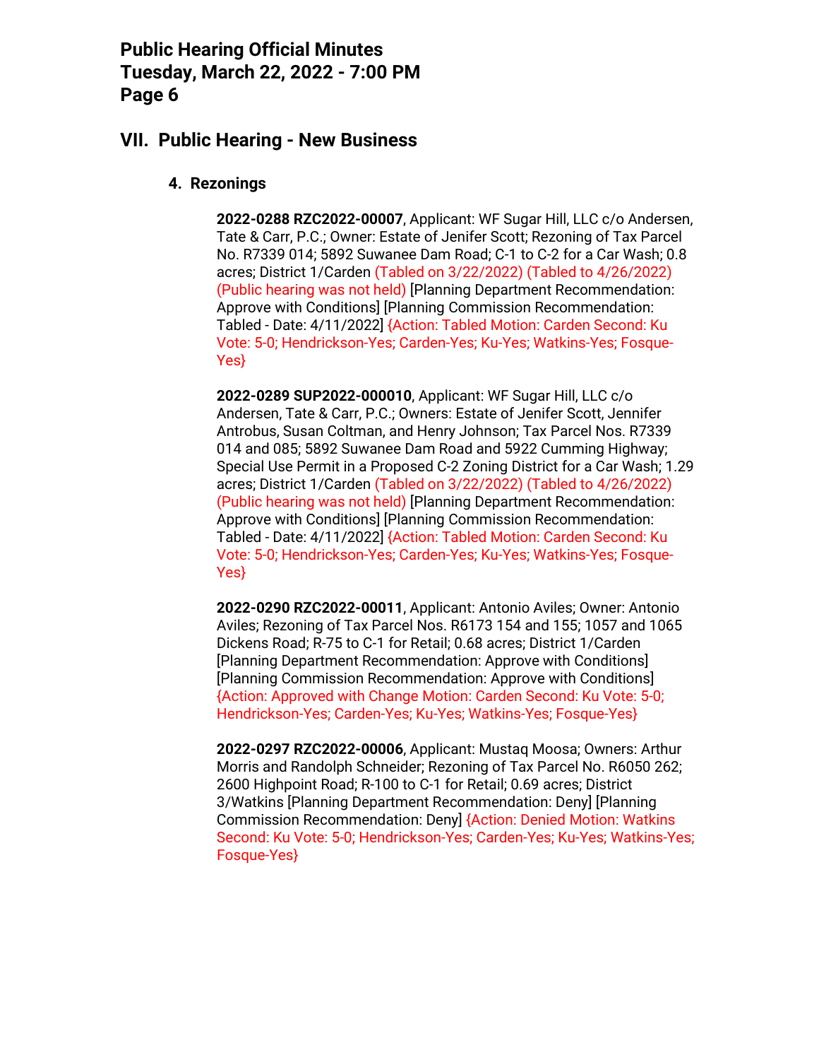## VII. Public Hearing - New Business

### 4. Rezonings

**2022-0288 RZC2022-00007**, Applicant: WF Sugar Hill, LLC c/o Andersen, Tate & Carr, P.C.; Owner: Estate of Jenifer Scott; Rezoning of Tax Parcel No. R7339 014; 5892 Suwanee Dam Road; C-1 to C-2 for a Car Wash; 0.8 acres; District 1/Carden (Tabled on 3/22/2022) (Tabled to 4/26/2022) (Public hearing was not held) [Planning Department Recommendation: Approve with Conditions] [Planning Commission Recommendation: Tabled - Date: 4/11/2022] {Action: Tabled Motion: Carden Second: Ku Vote: 5-0; Hendrickson-Yes; Carden-Yes; Ku-Yes; Watkins-Yes; Fosque-Yes}

**2022-0289 SUP2022-000010**, Applicant: WF Sugar Hill, LLC c/o Andersen, Tate & Carr, P.C.; Owners: Estate of Jenifer Scott, Jennifer Antrobus, Susan Coltman, and Henry Johnson; Tax Parcel Nos. R7339 014 and 085; 5892 Suwanee Dam Road and 5922 Cumming Highway; Special Use Permit in a Proposed C-2 Zoning District for a Car Wash; 1.29 acres; District 1/Carden (Tabled on 3/22/2022) (Tabled to 4/26/2022) (Public hearing was not held) [Planning Department Recommendation: Approve with Conditions] [Planning Commission Recommendation: Tabled - Date: 4/11/2022] {Action: Tabled Motion: Carden Second: Ku Vote: 5-0; Hendrickson-Yes; Carden-Yes; Ku-Yes; Watkins-Yes; Fosque-Yes}

**2022-0290 RZC2022-00011**, Applicant: Antonio Aviles; Owner: Antonio Aviles; Rezoning of Tax Parcel Nos. R6173 154 and 155; 1057 and 1065 Dickens Road; R-75 to C-1 for Retail; 0.68 acres; District 1/Carden [Planning Department Recommendation: Approve with Conditions] [Planning Commission Recommendation: Approve with Conditions] {Action: Approved with Change Motion: Carden Second: Ku Vote: 5-0; Hendrickson-Yes; Carden-Yes; Ku-Yes; Watkins-Yes; Fosque-Yes}

**2022-0297 RZC2022-00006**, Applicant: Mustaq Moosa; Owners: Arthur Morris and Randolph Schneider; Rezoning of Tax Parcel No. R6050 262; 2600 Highpoint Road; R-100 to C-1 for Retail; 0.69 acres; District 3/Watkins [Planning Department Recommendation: Deny] [Planning Commission Recommendation: Deny] {Action: Denied Motion: Watkins Second: Ku Vote: 5-0; Hendrickson-Yes; Carden-Yes; Ku-Yes; Watkins-Yes; Fosque-Yes}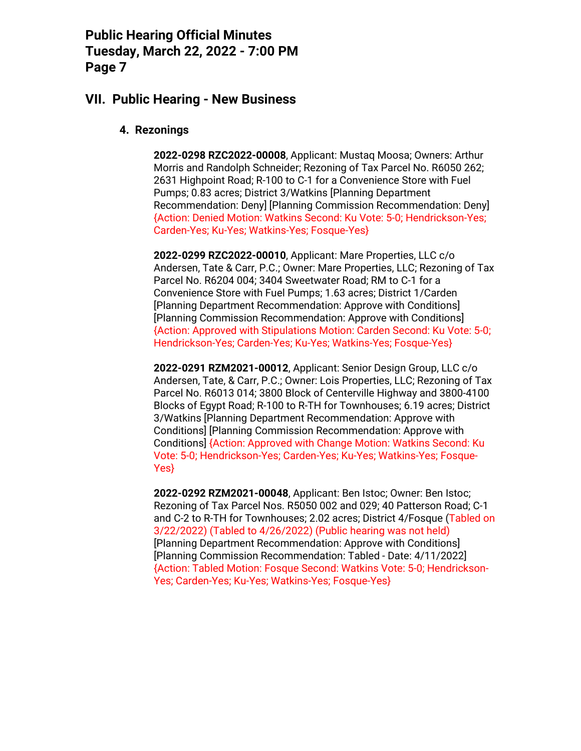## VII. Public Hearing - New Business

### 4. Rezonings

**2022-0298 RZC2022-00008**, Applicant: Mustaq Moosa; Owners: Arthur Morris and Randolph Schneider; Rezoning of Tax Parcel No. R6050 262; 2631 Highpoint Road; R-100 to C-1 for a Convenience Store with Fuel Pumps; 0.83 acres; District 3/Watkins [Planning Department Recommendation: Deny] [Planning Commission Recommendation: Deny] {Action: Denied Motion: Watkins Second: Ku Vote: 5-0; Hendrickson-Yes; Carden-Yes; Ku-Yes; Watkins-Yes; Fosque-Yes}

**2022-0299 RZC2022-00010**, Applicant: Mare Properties, LLC c/o Andersen, Tate & Carr, P.C.; Owner: Mare Properties, LLC; Rezoning of Tax Parcel No. R6204 004; 3404 Sweetwater Road; RM to C-1 for a Convenience Store with Fuel Pumps; 1.63 acres; District 1/Carden [Planning Department Recommendation: Approve with Conditions] [Planning Commission Recommendation: Approve with Conditions] {Action: Approved with Stipulations Motion: Carden Second: Ku Vote: 5-0; Hendrickson-Yes; Carden-Yes; Ku-Yes; Watkins-Yes; Fosque-Yes}

**2022-0291 RZM2021-00012**, Applicant: Senior Design Group, LLC c/o Andersen, Tate, & Carr, P.C.; Owner: Lois Properties, LLC; Rezoning of Tax Parcel No. R6013 014; 3800 Block of Centerville Highway and 3800-4100 Blocks of Egypt Road; R-100 to R-TH for Townhouses; 6.19 acres; District 3/Watkins [Planning Department Recommendation: Approve with Conditions] [Planning Commission Recommendation: Approve with Conditions] {Action: Approved with Change Motion: Watkins Second: Ku Vote: 5-0; Hendrickson-Yes; Carden-Yes; Ku-Yes; Watkins-Yes; Fosque-Yes}

**2022-0292 RZM2021-00048**, Applicant: Ben Istoc; Owner: Ben Istoc; Rezoning of Tax Parcel Nos. R5050 002 and 029; 40 Patterson Road; C-1 and C-2 to R-TH for Townhouses; 2.02 acres; District 4/Fosque (Tabled on 3/22/2022) (Tabled to 4/26/2022) (Public hearing was not held) [Planning Department Recommendation: Approve with Conditions] [Planning Commission Recommendation: Tabled - Date: 4/11/2022] {Action: Tabled Motion: Fosque Second: Watkins Vote: 5-0; Hendrickson-Yes; Carden-Yes; Ku-Yes; Watkins-Yes; Fosque-Yes}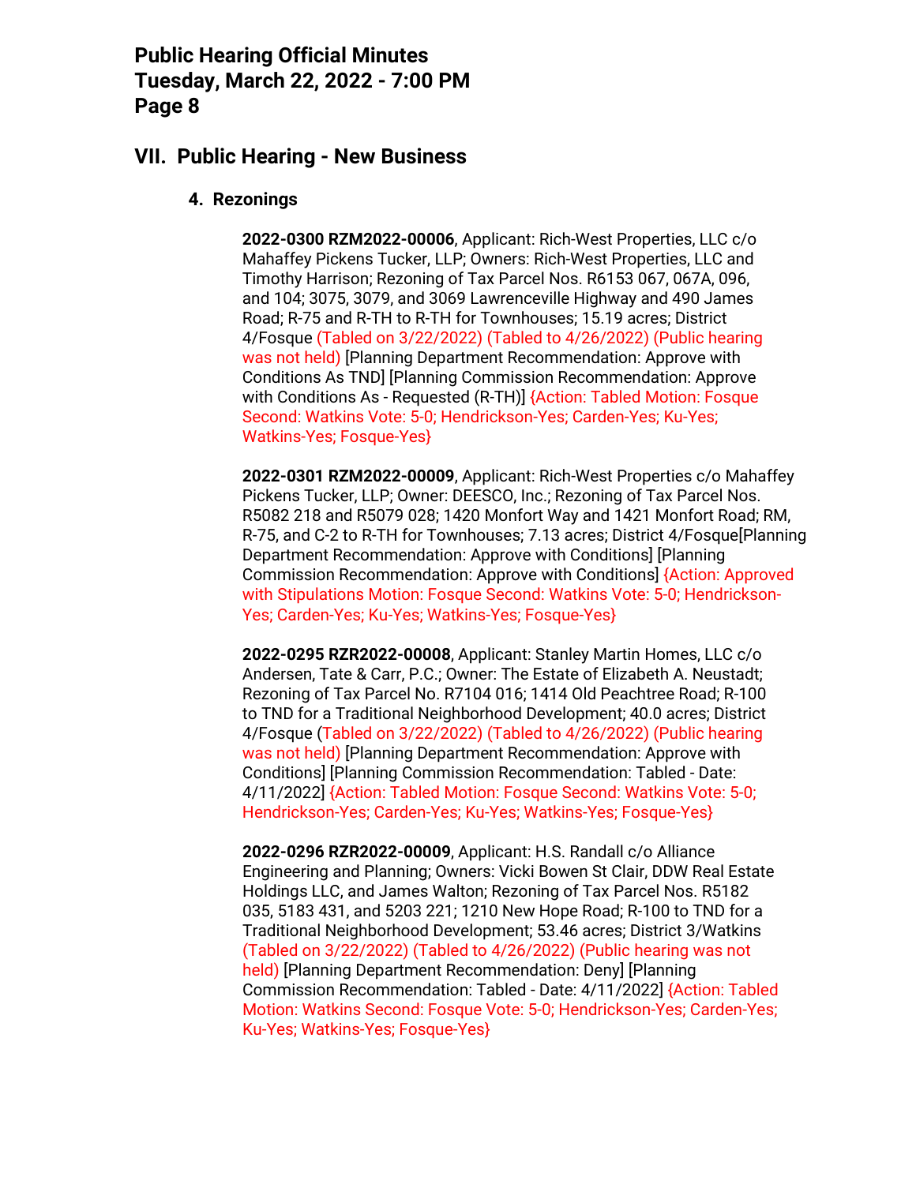## VII. Public Hearing - New Business

### 4. Rezonings

**2022-0300 RZM2022-00006**, Applicant: Rich-West Properties, LLC c/o Mahaffey Pickens Tucker, LLP; Owners: Rich-West Properties, LLC and Timothy Harrison; Rezoning of Tax Parcel Nos. R6153 067, 067A, 096, and 104; 3075, 3079, and 3069 Lawrenceville Highway and 490 James Road; R-75 and R-TH to R-TH for Townhouses; 15.19 acres; District 4/Fosque (Tabled on 3/22/2022) (Tabled to 4/26/2022) (Public hearing was not held) [Planning Department Recommendation: Approve with Conditions As TND] [Planning Commission Recommendation: Approve with Conditions As - Requested (R-TH)] {Action: Tabled Motion: Fosque Second: Watkins Vote: 5-0; Hendrickson-Yes; Carden-Yes; Ku-Yes; Watkins-Yes; Fosque-Yes}

**2022-0301 RZM2022-00009**, Applicant: Rich-West Properties c/o Mahaffey Pickens Tucker, LLP; Owner: DEESCO, Inc.; Rezoning of Tax Parcel Nos. R5082 218 and R5079 028; 1420 Monfort Way and 1421 Monfort Road; RM, R-75, and C-2 to R-TH for Townhouses; 7.13 acres; District 4/Fosque[Planning Department Recommendation: Approve with Conditions] [Planning Commission Recommendation: Approve with Conditions] {Action: Approved with Stipulations Motion: Fosque Second: Watkins Vote: 5-0; Hendrickson-Yes; Carden-Yes; Ku-Yes; Watkins-Yes; Fosque-Yes}

**2022-0295 RZR2022-00008**, Applicant: Stanley Martin Homes, LLC c/o Andersen, Tate & Carr, P.C.; Owner: The Estate of Elizabeth A. Neustadt; Rezoning of Tax Parcel No. R7104 016; 1414 Old Peachtree Road; R-100 to TND for a Traditional Neighborhood Development; 40.0 acres; District 4/Fosque (Tabled on 3/22/2022) (Tabled to 4/26/2022) (Public hearing was not held) [Planning Department Recommendation: Approve with Conditions] [Planning Commission Recommendation: Tabled - Date: 4/11/2022] {Action: Tabled Motion: Fosque Second: Watkins Vote: 5-0; Hendrickson-Yes; Carden-Yes; Ku-Yes; Watkins-Yes; Fosque-Yes}

**2022-0296 RZR2022-00009**, Applicant: H.S. Randall c/o Alliance Engineering and Planning; Owners: Vicki Bowen St Clair, DDW Real Estate Holdings LLC, and James Walton; Rezoning of Tax Parcel Nos. R5182 035, 5183 431, and 5203 221; 1210 New Hope Road; R-100 to TND for a Traditional Neighborhood Development; 53.46 acres; District 3/Watkins (Tabled on 3/22/2022) (Tabled to 4/26/2022) (Public hearing was not held) [Planning Department Recommendation: Deny] [Planning Commission Recommendation: Tabled - Date: 4/11/2022] {Action: Tabled Motion: Watkins Second: Fosque Vote: 5-0; Hendrickson-Yes; Carden-Yes; Ku-Yes; Watkins-Yes; Fosque-Yes}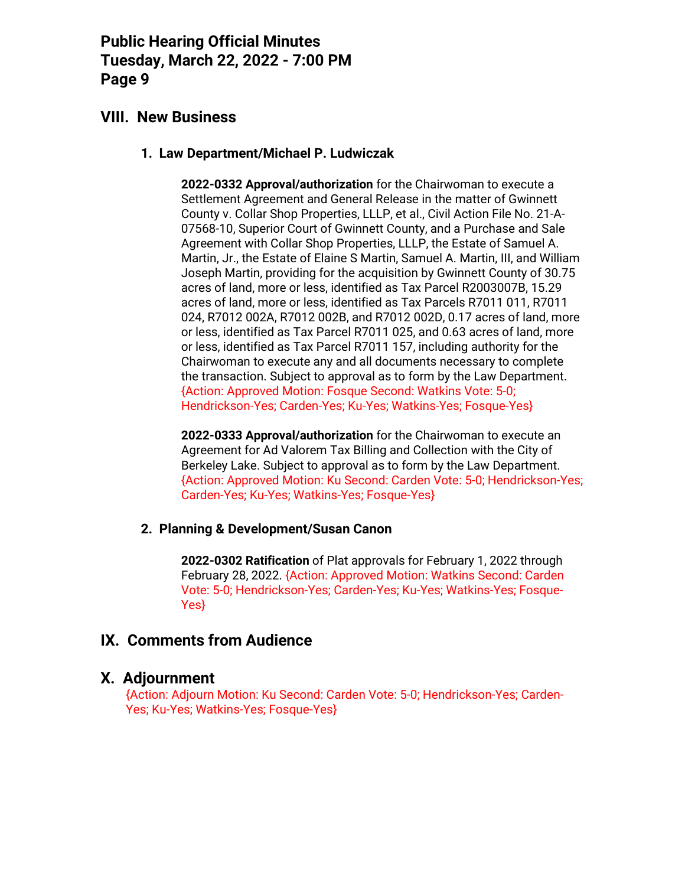## VIII. New Business

### 1. Law Department/Michael P. Ludwiczak

**2022-0332 Approval/authorization** for the Chairwoman to execute a Settlement Agreement and General Release in the matter of Gwinnett County v. Collar Shop Properties, LLLP, et al., Civil Action File No. 21-A-07568-10, Superior Court of Gwinnett County, and a Purchase and Sale Agreement with Collar Shop Properties, LLLP, the Estate of Samuel A. Martin, Jr., the Estate of Elaine S Martin, Samuel A. Martin, III, and William Joseph Martin, providing for the acquisition by Gwinnett County of 30.75 acres of land, more or less, identified as Tax Parcel R2003007B, 15.29 acres of land, more or less, identified as Tax Parcels R7011 011, R7011 024, R7012 002A, R7012 002B, and R7012 002D, 0.17 acres of land, more or less, identified as Tax Parcel R7011 025, and 0.63 acres of land, more or less, identified as Tax Parcel R7011 157, including authority for the Chairwoman to execute any and all documents necessary to complete the transaction. Subject to approval as to form by the Law Department. {Action: Approved Motion: Fosque Second: Watkins Vote: 5-0; Hendrickson-Yes; Carden-Yes; Ku-Yes; Watkins-Yes; Fosque-Yes}

**2022-0333 Approval/authorization** for the Chairwoman to execute an Agreement for Ad Valorem Tax Billing and Collection with the City of Berkeley Lake. Subject to approval as to form by the Law Department. {Action: Approved Motion: Ku Second: Carden Vote: 5-0; Hendrickson-Yes; Carden-Yes; Ku-Yes; Watkins-Yes; Fosque-Yes}

### 2. Planning & Development/Susan Canon

**2022-0302 Ratification** of Plat approvals for February 1, 2022 through February 28, 2022. {Action: Approved Motion: Watkins Second: Carden Vote: 5-0; Hendrickson-Yes; Carden-Yes; Ku-Yes; Watkins-Yes; Fosque-Yes}

## IX. Comments from Audience

## X. Adjournment

{Action: Adjourn Motion: Ku Second: Carden Vote: 5-0; Hendrickson-Yes; Carden-Yes; Ku-Yes; Watkins-Yes; Fosque-Yes}